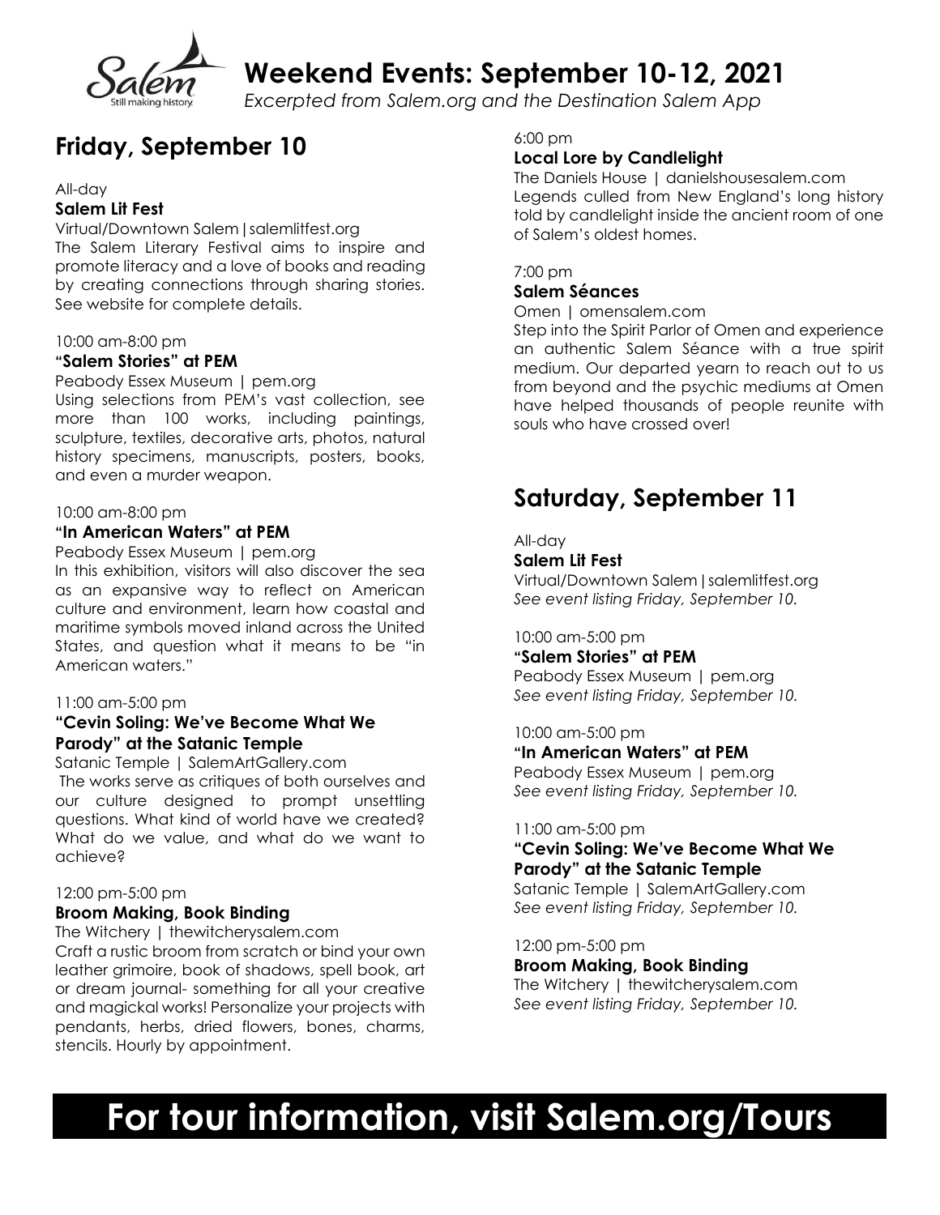# Weekend Events: September 10-12, 2021

*Excerpted from Salem.org and the Destination Salem App*

## Friday, September 10

All-day

**Salem Lit Fest**

Virtual/Downtown Salem | salemlitfest.org

The Salem Literary Festival aims to inspire and promote literacy and a love of books and reading by creating connections through sharing stories. See website for complete details.

10:00 am-8:00 pm

**"Salem Stories" at PEM**

Peabody Essex Museum | pem.org

Using selections from PEM's vast collection, see more than 100 works, including paintings, sculpture, textiles, decorative arts, photos, natural history specimens, manuscripts, posters, books, and even a murder weapon.

10:00 am-8:00 pm

**"In American Waters" at PEM**

Peabody Essex Museum | pem.org

In this exhibition, visitors will also discover the sea as an expansive way to reflect on American culture and environment, learn how coastal and maritime symbols moved inland across the United States, and question what it means to be "in American waters."

11:00 am-5:00 pm

**"Cevin Soling: We've Become What We Parody" at the Satanic Temple**

Satanic Temple | SalemArtGallery.com

The works serve as critiques of both ourselves and our culture designed to prompt unsettling questions. What kind of world have we created? What do we value, and what do we want to achieve?

12:00 pm-5:00 pm

**Broom Making, Book Binding**

The Witchery | thewitcherysalem.com

Craft a rustic broom from scratch or bind your own leather grimoire, book of shadows, spell book, art or dream journal- something for all your creative and magickal works! Personalize your projects with pendants, herbs, dried flowers, bones, charms, stencils. Hourly by appointment.

6:00 pm

**Local Lore by Candlelight**

The Daniels House | danielshousesalem.com

Legends culled from New England's long history told by candlelight inside the ancient room of one of Salem's oldest homes.

7:00 pm

**Salem Séances**

Omen | omensalem.com

Step into the Spirit Parlor of Omen and experience an authentic Salem Séance with a true spirit medium. Our departed yearn to reach out to us from beyond and the psychic mediums at Omen have helped thousands of people reunite with souls who have crossed over!

## Saturday, September 11

All-day

**Salem Lit Fest**

Virtual/Downtown Salem | salemlitfest.org

*See event listing Friday, September 10.*

10:00 am-5:00 pm

**"Salem Stories" at PEM**

Peabody Essex Museum | pem.org

*See event listing Friday, September 10.*

10:00 am-5:00 pm

**"In American Waters" at PEM**

Peabody Essex Museum | pem.org

*See event listing Friday, September 10.*

11:00 am-5:00 pm

**"Cevin Soling: We've Become What We Parody" at the Satanic Temple**

Satanic Temple | SalemArtGallery.com

*See event listing Friday, September 10.*

12:00 pm-5:00 pm

**Broom Making, Book Binding**

The Witchery | thewitcherysalem.com

*See event listing Friday, September 10.*

# For tour information, visit Salem.org/Tours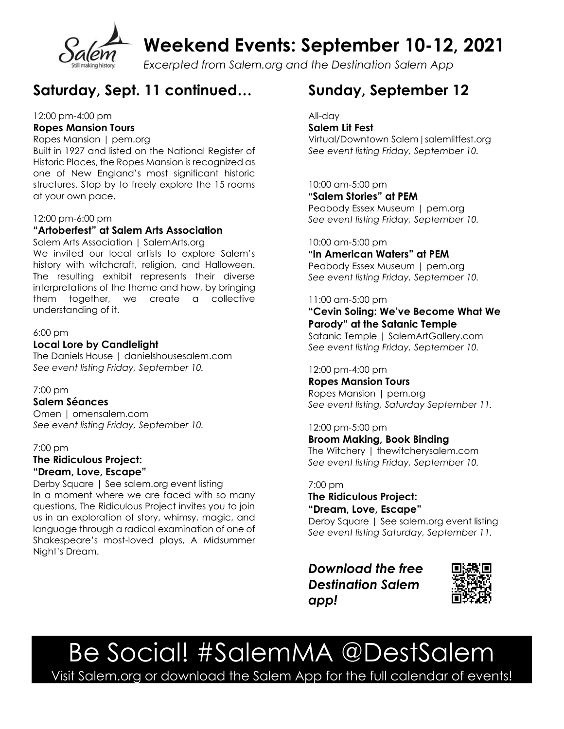# Weekend Events: September 10-12, 2021

*Excerpted from Salem.org and the Destination Salem App*

## Saturday, Sept. 11 continued…

12:00 pm-4:00 pm
**Ropes Mansion Tours**
Ropes Mansion | pem.org
Built in 1927 and listed on the National Register of Historic Places, the Ropes Mansion is recognized as one of New England's most significant historic structures. Stop by to freely explore the 15 rooms at your own pace.

12:00 pm-6:00 pm
**"Artoberfest" at Salem Arts Association**
Salem Arts Association | SalemArts.org
We invited our local artists to explore Salem's history with witchcraft, religion, and Halloween. The resulting exhibit represents their diverse interpretations of the theme and how, by bringing them together, we create a collective understanding of it.

6:00 pm
**Local Lore by Candlelight**
The Daniels House | danielshousesalem.com
*See event listing Friday, September 10.*

7:00 pm
**Salem Séances**
Omen | omensalem.com
*See event listing Friday, September 10.*

7:00 pm
**The Ridiculous Project: "Dream, Love, Escape"**
Derby Square | See salem.org event listing
In a moment where we are faced with so many questions, The Ridiculous Project invites you to join us in an exploration of story, whimsy, magic, and language through a radical examination of one of Shakespeare's most-loved plays, A Midsummer Night's Dream.

## Sunday, September 12

All-day
**Salem Lit Fest**
Virtual/Downtown Salem|salemlitfest.org
*See event listing Friday, September 10.*

10:00 am-5:00 pm
**"Salem Stories" at PEM**
Peabody Essex Museum | pem.org
*See event listing Friday, September 10.*

10:00 am-5:00 pm
**"In American Waters" at PEM**
Peabody Essex Museum | pem.org
*See event listing Friday, September 10.*

11:00 am-5:00 pm
**"Cevin Soling: We've Become What We Parody" at the Satanic Temple**
Satanic Temple | SalemArtGallery.com
*See event listing Friday, September 10.*

12:00 pm-4:00 pm
**Ropes Mansion Tours**
Ropes Mansion | pem.org
*See event listing, Saturday September 11.*

12:00 pm-5:00 pm
**Broom Making, Book Binding**
The Witchery | thewitcherysalem.com
*See event listing Friday, September 10.*

7:00 pm
**The Ridiculous Project: "Dream, Love, Escape"**
Derby Square | See salem.org event listing
*See event listing Saturday, September 11.*

***Download the free Destination Salem app!***

# Be Social! #SalemMA @DestSalem

Visit Salem.org or download the Salem App for the full calendar of events!